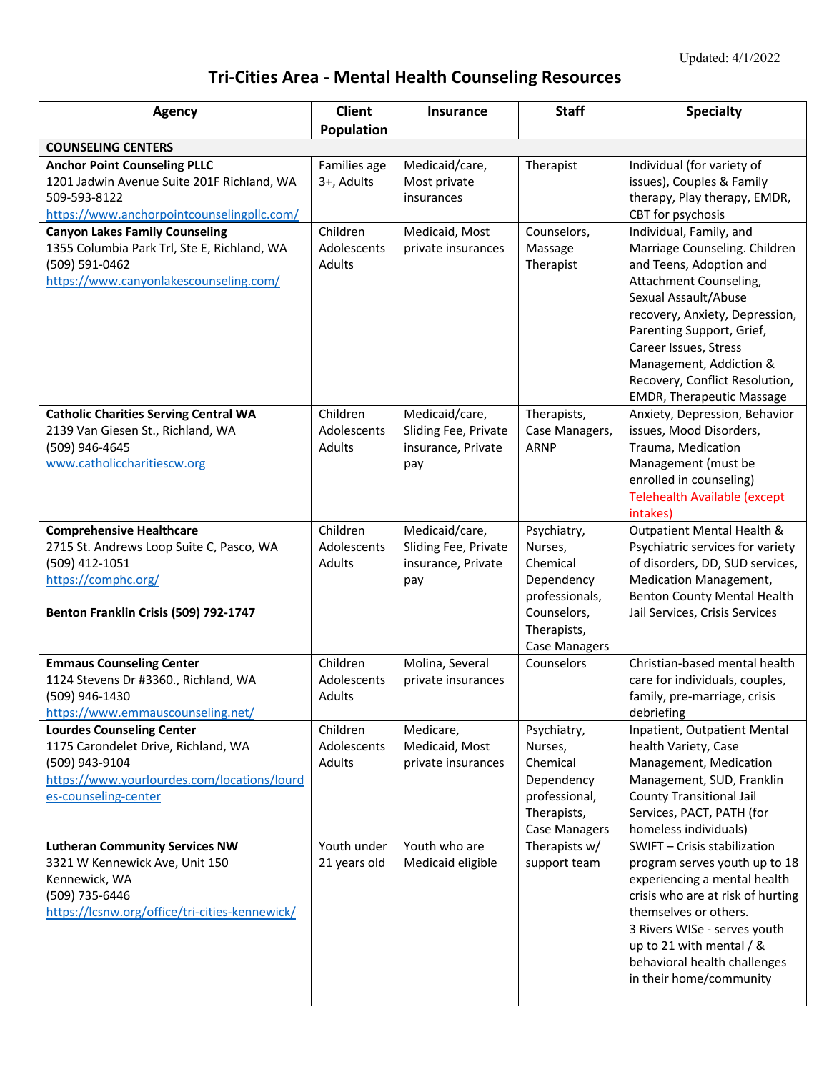Updated: 4/1/2022

# Tri-Cities Area - Mental Health Counseling Resources

| Agency | Client Population | Insurance | Staff | Specialty |
|---|---|---|---|---|
| **COUNSELING CENTERS** | | | | |
| **Anchor Point Counseling PLLC**<br>1201 Jadwin Avenue Suite 201F Richland, WA<br>509-593-8122<br>https://www.anchorpointcounselingpllc.com/ | Families age 3+, Adults | Medicaid/care, Most private insurances | Therapist | Individual (for variety of issues), Couples & Family therapy, Play therapy, EMDR, CBT for psychosis |
| **Canyon Lakes Family Counseling**<br>1355 Columbia Park Trl, Ste E, Richland, WA<br>(509) 591-0462<br>https://www.canyonlakescounseling.com/ | Children Adolescents Adults | Medicaid, Most private insurances | Counselors, Massage Therapist | Individual, Family, and Marriage Counseling. Children and Teens, Adoption and Attachment Counseling, Sexual Assault/Abuse recovery, Anxiety, Depression, Parenting Support, Grief, Career Issues, Stress Management, Addiction & Recovery, Conflict Resolution, EMDR, Therapeutic Massage |
| **Catholic Charities Serving Central WA**<br>2139 Van Giesen St., Richland, WA<br>(509) 946-4645<br>www.catholiccharitiescw.org | Children Adolescents Adults | Medicaid/care, Sliding Fee, Private insurance, Private pay | Therapists, Case Managers, ARNP | Anxiety, Depression, Behavior issues, Mood Disorders, Trauma, Medication Management (must be enrolled in counseling)<br>Telehealth Available (except intakes) |
| **Comprehensive Healthcare**<br>2715 St. Andrews Loop Suite C, Pasco, WA<br>(509) 412-1051<br>https://comphc.org/<br><br>**Benton Franklin Crisis (509) 792-1747** | Children Adolescents Adults | Medicaid/care, Sliding Fee, Private insurance, Private pay | Psychiatry, Nurses, Chemical Dependency professionals, Counselors, Therapists, Case Managers | Outpatient Mental Health & Psychiatric services for variety of disorders, DD, SUD services, Medication Management, Benton County Mental Health Jail Services, Crisis Services |
| **Emmaus Counseling Center**<br>1124 Stevens Dr #3360., Richland, WA<br>(509) 946-1430<br>https://www.emmauscounseling.net/ | Children Adolescents Adults | Molina, Several private insurances | Counselors | Christian-based mental health care for individuals, couples, family, pre-marriage, crisis debriefing |
| **Lourdes Counseling Center**<br>1175 Carondelet Drive, Richland, WA<br>(509) 943-9104<br>https://www.yourlourdes.com/locations/lourdes-counseling-center | Children Adolescents Adults | Medicare, Medicaid, Most private insurances | Psychiatry, Nurses, Chemical Dependency professional, Therapists, Case Managers | Inpatient, Outpatient Mental health Variety, Case Management, Medication Management, SUD, Franklin County Transitional Jail Services, PACT, PATH (for homeless individuals) |
| **Lutheran Community Services NW**<br>3321 W Kennewick Ave, Unit 150 Kennewick, WA<br>(509) 735-6446<br>https://lcsnw.org/office/tri-cities-kennewick/ | Youth under 21 years old | Youth who are Medicaid eligible | Therapists w/ support team | SWIFT – Crisis stabilization program serves youth up to 18 experiencing a mental health crisis who are at risk of hurting themselves or others.<br>3 Rivers WISe - serves youth up to 21 with mental / & behavioral health challenges in their home/community |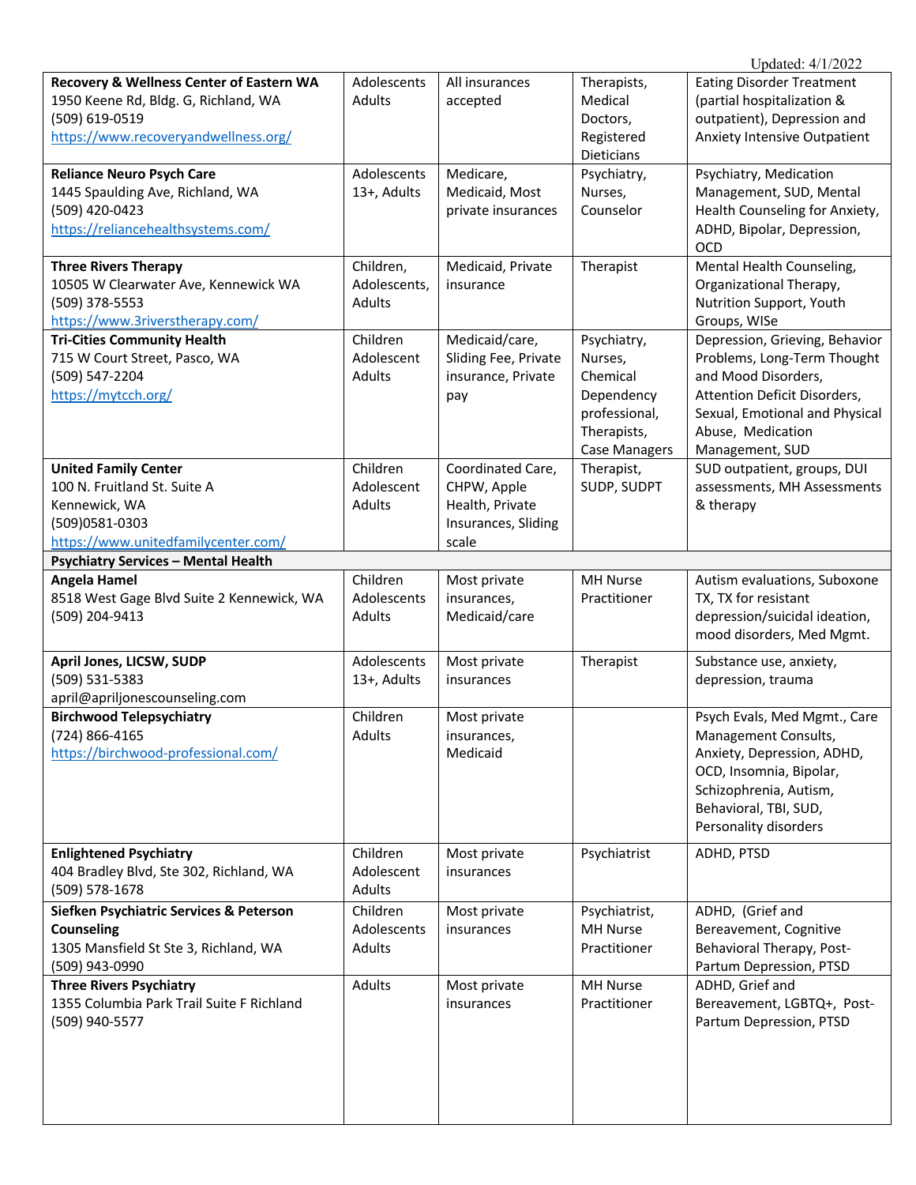Updated: 4/1/2022

| | | | | |
|---|---|---|---|---|
| **Recovery & Wellness Center of Eastern WA**<br>1950 Keene Rd, Bldg. G, Richland, WA<br>(509) 619-0519<br>https://www.recoveryandwellness.org/ | Adolescents<br>Adults | All insurances accepted | Therapists, Medical Doctors, Registered Dieticians | Eating Disorder Treatment (partial hospitalization & outpatient), Depression and Anxiety Intensive Outpatient |
| **Reliance Neuro Psych Care**<br>1445 Spaulding Ave, Richland, WA<br>(509) 420-0423<br>https://reliancehealthsystems.com/ | Adolescents 13+, Adults | Medicare, Medicaid, Most private insurances | Psychiatry, Nurses, Counselor | Psychiatry, Medication Management, SUD, Mental Health Counseling for Anxiety, ADHD, Bipolar, Depression, OCD |
| **Three Rivers Therapy**<br>10505 W Clearwater Ave, Kennewick WA<br>(509) 378-5553<br>https://www.3riverstherapy.com/ | Children, Adolescents, Adults | Medicaid, Private insurance | Therapist | Mental Health Counseling, Organizational Therapy, Nutrition Support, Youth Groups, WISe |
| **Tri-Cities Community Health**<br>715 W Court Street, Pasco, WA<br>(509) 547-2204<br>https://mytcch.org/ | Children<br>Adolescent<br>Adults | Medicaid/care, Sliding Fee, Private insurance, Private pay | Psychiatry, Nurses, Chemical Dependency professional, Therapists, Case Managers | Depression, Grieving, Behavior Problems, Long-Term Thought and Mood Disorders, Attention Deficit Disorders, Sexual, Emotional and Physical Abuse, Medication Management, SUD |
| **United Family Center**<br>100 N. Fruitland St. Suite A<br>Kennewick, WA<br>(509)0581-0303<br>https://www.unitedfamilycenter.com/ | Children<br>Adolescent<br>Adults | Coordinated Care, CHPW, Apple Health, Private Insurances, Sliding scale | Therapist, SUDP, SUDPT | SUD outpatient, groups, DUI assessments, MH Assessments & therapy |
| **Psychiatry Services – Mental Health** | | | | |
| **Angela Hamel**<br>8518 West Gage Blvd Suite 2 Kennewick, WA<br>(509) 204-9413 | Children<br>Adolescents<br>Adults | Most private insurances, Medicaid/care | MH Nurse Practitioner | Autism evaluations, Suboxone TX, TX for resistant depression/suicidal ideation, mood disorders, Med Mgmt. |
| **April Jones, LICSW, SUDP**<br>(509) 531-5383<br>april@apriljonescounseling.com | Adolescents 13+, Adults | Most private insurances | Therapist | Substance use, anxiety, depression, trauma |
| **Birchwood Telepsychiatry**<br>(724) 866-4165<br>https://birchwood-professional.com/ | Children<br>Adults | Most private insurances, Medicaid | | Psych Evals, Med Mgmt., Care Management Consults, Anxiety, Depression, ADHD, OCD, Insomnia, Bipolar, Schizophrenia, Autism, Behavioral, TBI, SUD, Personality disorders |
| **Enlightened Psychiatry**<br>404 Bradley Blvd, Ste 302, Richland, WA<br>(509) 578-1678 | Children<br>Adolescent<br>Adults | Most private insurances | Psychiatrist | ADHD, PTSD |
| **Siefken Psychiatric Services & Peterson Counseling**<br>1305 Mansfield St Ste 3, Richland, WA<br>(509) 943-0990 | Children<br>Adolescents<br>Adults | Most private insurances | Psychiatrist, MH Nurse Practitioner | ADHD, (Grief and Bereavement, Cognitive Behavioral Therapy, Post-Partum Depression, PTSD |
| **Three Rivers Psychiatry**<br>1355 Columbia Park Trail Suite F Richland<br>(509) 940-5577 | Adults | Most private insurances | MH Nurse Practitioner | ADHD, Grief and Bereavement, LGBTQ+, Post-Partum Depression, PTSD |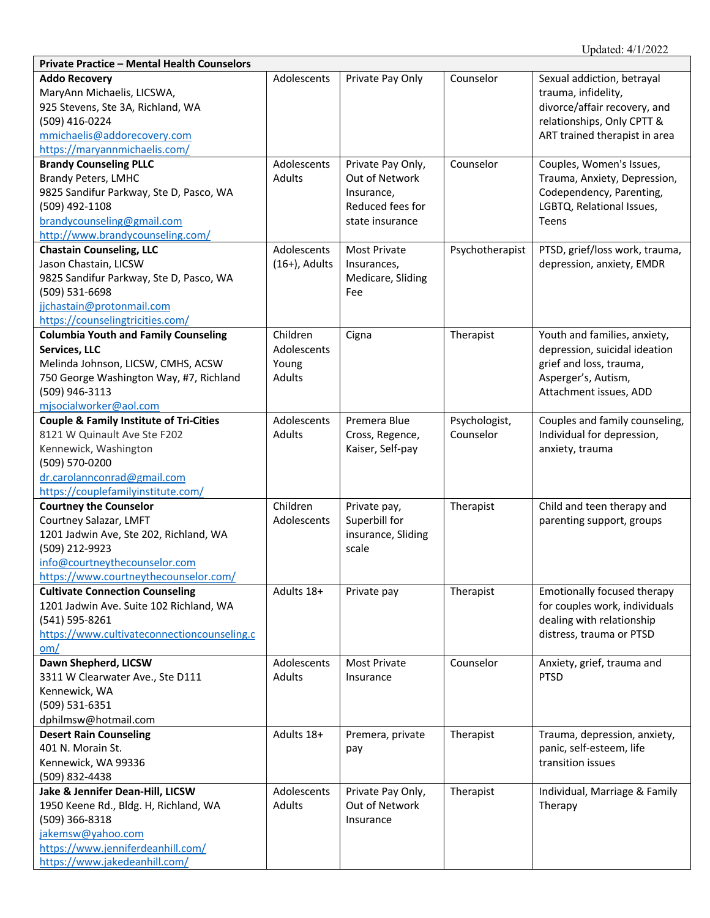Updated: 4/1/2022

| Private Practice – Mental Health Counselors | | | | |
|---|---|---|---|---|
| **Addo Recovery**<br>MaryAnn Michaelis, LICSWA,<br>925 Stevens, Ste 3A, Richland, WA<br>(509) 416-0224<br>mmichaelis@addorecovery.com<br>https://maryannmichaelis.com/ | Adolescents | Private Pay Only | Counselor | Sexual addiction, betrayal trauma, infidelity, divorce/affair recovery, and relationships, Only CPTT & ART trained therapist in area |
| **Brandy Counseling PLLC**<br>Brandy Peters, LMHC<br>9825 Sandifur Parkway, Ste D, Pasco, WA<br>(509) 492-1108<br>brandycounseling@gmail.com<br>http://www.brandycounseling.com/ | Adolescents<br>Adults | Private Pay Only, Out of Network Insurance, Reduced fees for state insurance | Counselor | Couples, Women's Issues, Trauma, Anxiety, Depression, Codependency, Parenting, LGBTQ, Relational Issues, Teens |
| **Chastain Counseling, LLC**<br>Jason Chastain, LICSW<br>9825 Sandifur Parkway, Ste D, Pasco, WA<br>(509) 531-6698<br>jjchastain@protonmail.com<br>https://counselingtricities.com/ | Adolescents (16+), Adults | Most Private Insurances, Medicare, Sliding Fee | Psychotherapist | PTSD, grief/loss work, trauma, depression, anxiety, EMDR |
| **Columbia Youth and Family Counseling Services, LLC**<br>Melinda Johnson, LICSW, CMHS, ACSW<br>750 George Washington Way, #7, Richland<br>(509) 946-3113<br>mjsocialworker@aol.com | Children<br>Adolescents<br>Young Adults | Cigna | Therapist | Youth and families, anxiety, depression, suicidal ideation grief and loss, trauma, Asperger's, Autism, Attachment issues, ADD |
| **Couple & Family Institute of Tri-Cities**<br>8121 W Quinault Ave Ste F202<br>Kennewick, Washington<br>(509) 570-0200<br>dr.carolannconrad@gmail.com<br>https://couplefamilyinstitute.com/ | Adolescents<br>Adults | Premera Blue Cross, Regence, Kaiser, Self-pay | Psychologist, Counselor | Couples and family counseling, Individual for depression, anxiety, trauma |
| **Courtney the Counselor**<br>Courtney Salazar, LMFT<br>1201 Jadwin Ave, Ste 202, Richland, WA<br>(509) 212-9923<br>info@courtneythecounselor.com<br>https://www.courtneythecounselor.com/ | Children<br>Adolescents | Private pay, Superbill for insurance, Sliding scale | Therapist | Child and teen therapy and parenting support, groups |
| **Cultivate Connection Counseling**<br>1201 Jadwin Ave. Suite 102 Richland, WA<br>(541) 595-8261<br>https://www.cultivateconnectioncounseling.com/ | Adults 18+ | Private pay | Therapist | Emotionally focused therapy for couples work, individuals dealing with relationship distress, trauma or PTSD |
| **Dawn Shepherd, LICSW**<br>3311 W Clearwater Ave., Ste D111<br>Kennewick, WA<br>(509) 531-6351<br>dphilmsw@hotmail.com | Adolescents<br>Adults | Most Private Insurance | Counselor | Anxiety, grief, trauma and PTSD |
| **Desert Rain Counseling**<br>401 N. Morain St.<br>Kennewick, WA 99336<br>(509) 832-4438 | Adults 18+ | Premera, private pay | Therapist | Trauma, depression, anxiety, panic, self-esteem, life transition issues |
| **Jake & Jennifer Dean-Hill, LICSW**<br>1950 Keene Rd., Bldg. H, Richland, WA<br>(509) 366-8318<br>jakemsw@yahoo.com<br>https://www.jenniferdeanhill.com/<br>https://www.jakedeanhill.com/ | Adolescents<br>Adults | Private Pay Only, Out of Network Insurance | Therapist | Individual, Marriage & Family Therapy |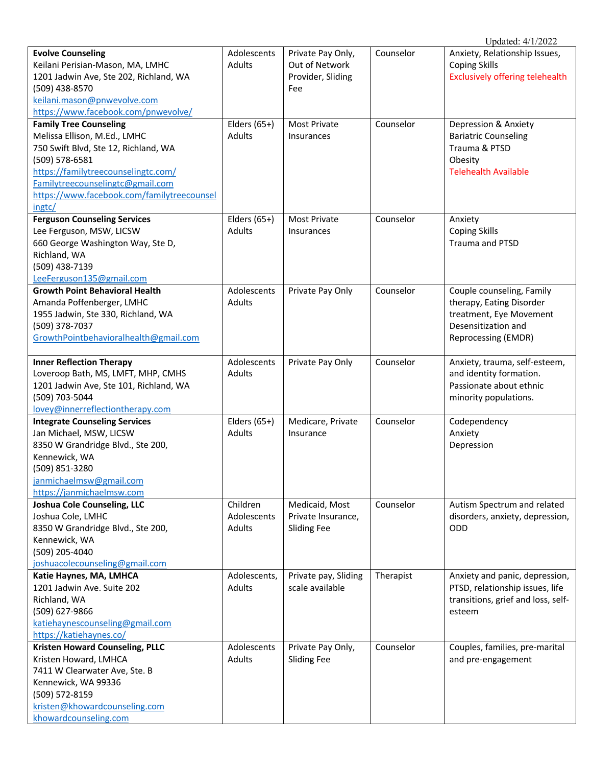Updated: 4/1/2022

| | | | | |
|---|---|---|---|---|
| **Evolve Counseling**<br>Keilani Perisian-Mason, MA, LMHC<br>1201 Jadwin Ave, Ste 202, Richland, WA<br>(509) 438-8570<br>keilani.mason@pnwevolve.com<br>https://www.facebook.com/pnwevolve/ | Adolescents<br>Adults | Private Pay Only, Out of Network Provider, Sliding Fee | Counselor | Anxiety, Relationship Issues, Coping Skills<br>Exclusively offering telehealth |
| **Family Tree Counseling**<br>Melissa Ellison, M.Ed., LMHC<br>750 Swift Blvd, Ste 12, Richland, WA<br>(509) 578-6581<br>https://familytreecounselingtc.com/<br>Familytreecounselingtc@gmail.com<br>https://www.facebook.com/familytreecounselingtc/ | Elders (65+)<br>Adults | Most Private Insurances | Counselor | Depression & Anxiety<br>Bariatric Counseling<br>Trauma & PTSD<br>Obesity<br>Telehealth Available |
| **Ferguson Counseling Services**<br>Lee Ferguson, MSW, LICSW<br>660 George Washington Way, Ste D, Richland, WA<br>(509) 438-7139<br>LeeFerguson135@gmail.com | Elders (65+)<br>Adults | Most Private Insurances | Counselor | Anxiety<br>Coping Skills<br>Trauma and PTSD |
| **Growth Point Behavioral Health**<br>Amanda Poffenberger, LMHC<br>1955 Jadwin, Ste 330, Richland, WA<br>(509) 378-7037<br>GrowthPointbehavioralhealth@gmail.com | Adolescents<br>Adults | Private Pay Only | Counselor | Couple counseling, Family therapy, Eating Disorder treatment, Eye Movement Desensitization and Reprocessing (EMDR) |
| **Inner Reflection Therapy**<br>Loveroop Bath, MS, LMFT, MHP, CMHS<br>1201 Jadwin Ave, Ste 101, Richland, WA<br>(509) 703-5044<br>lovey@innerreflectiontherapy.com | Adolescents<br>Adults | Private Pay Only | Counselor | Anxiety, trauma, self-esteem, and identity formation. Passionate about ethnic minority populations. |
| **Integrate Counseling Services**<br>Jan Michael, MSW, LICSW<br>8350 W Grandridge Blvd., Ste 200, Kennewick, WA<br>(509) 851-3280<br>janmichaelmsw@gmail.com<br>https://janmichaelmsw.com | Elders (65+)<br>Adults | Medicare, Private Insurance | Counselor | Codependency<br>Anxiety<br>Depression |
| **Joshua Cole Counseling, LLC**<br>Joshua Cole, LMHC<br>8350 W Grandridge Blvd., Ste 200, Kennewick, WA<br>(509) 205-4040<br>joshuacolecounseling@gmail.com | Children<br>Adolescents<br>Adults | Medicaid, Most Private Insurance, Sliding Fee | Counselor | Autism Spectrum and related disorders, anxiety, depression, ODD |
| **Katie Haynes, MA, LMHCA**<br>1201 Jadwin Ave. Suite 202<br>Richland, WA<br>(509) 627-9866<br>katiehaynescounseling@gmail.com<br>https://katiehaynes.co/ | Adolescents,<br>Adults | Private pay, Sliding scale available | Therapist | Anxiety and panic, depression, PTSD, relationship issues, life transitions, grief and loss, self-esteem |
| **Kristen Howard Counseling, PLLC**<br>Kristen Howard, LMHCA<br>7411 W Clearwater Ave, Ste. B<br>Kennewick, WA 99336<br>(509) 572-8159<br>kristen@khowardcounseling.com<br>khowardcounseling.com | Adolescents<br>Adults | Private Pay Only, Sliding Fee | Counselor | Couples, families, pre-marital and pre-engagement |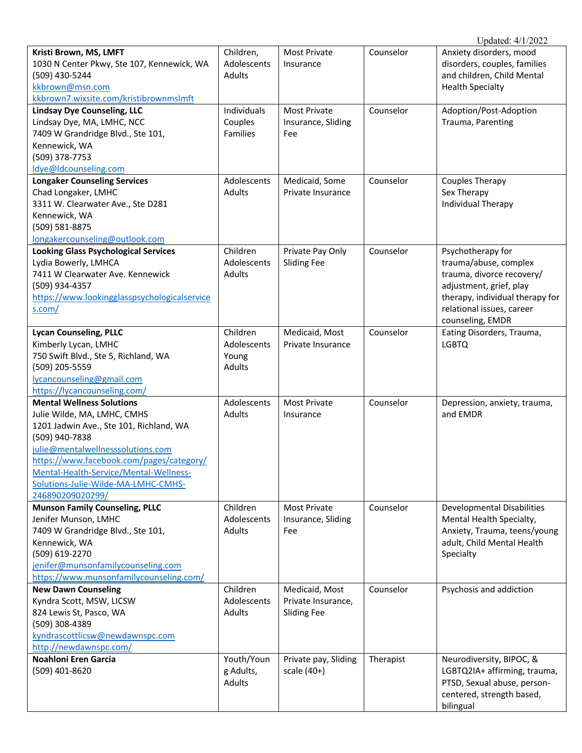Updated: 4/1/2022

| | | | | |
|---|---|---|---|---|
| **Kristi Brown, MS, LMFT**<br>1030 N Center Pkwy, Ste 107, Kennewick, WA<br>(509) 430-5244<br>kkbrown@msn.com<br>kkbrown7.wixsite.com/kristibrownmslmft | Children, Adolescents Adults | Most Private Insurance | Counselor | Anxiety disorders, mood disorders, couples, families and children, Child Mental Health Specialty |
| **Lindsay Dye Counseling, LLC**<br>Lindsay Dye, MA, LMHC, NCC<br>7409 W Grandridge Blvd., Ste 101, Kennewick, WA<br>(509) 378-7753<br>ldye@ldcounseling.com | Individuals Couples Families | Most Private Insurance, Sliding Fee | Counselor | Adoption/Post-Adoption Trauma, Parenting |
| **Longaker Counseling Services**<br>Chad Longaker, LMHC<br>3311 W. Clearwater Ave., Ste D281 Kennewick, WA<br>(509) 581-8875<br>longakercounseling@outlook.com | Adolescents Adults | Medicaid, Some Private Insurance | Counselor | Couples Therapy<br>Sex Therapy<br>Individual Therapy |
| **Looking Glass Psychological Services**<br>Lydia Bowerly, LMHCA<br>7411 W Clearwater Ave. Kennewick<br>(509) 934-4357<br>https://www.lookingglasspsychologicalservices.com/ | Children Adolescents Adults | Private Pay Only Sliding Fee | Counselor | Psychotherapy for trauma/abuse, complex trauma, divorce recovery/ adjustment, grief, play therapy, individual therapy for relational issues, career counseling, EMDR |
| **Lycan Counseling, PLLC**<br>Kimberly Lycan, LMHC<br>750 Swift Blvd., Ste 5, Richland, WA<br>(509) 205-5559<br>lycancounseling@gmail.com<br>https://lycancounseling.com/ | Children Adolescents Young Adults | Medicaid, Most Private Insurance | Counselor | Eating Disorders, Trauma, LGBTQ |
| **Mental Wellness Solutions**<br>Julie Wilde, MA, LMHC, CMHS<br>1201 Jadwin Ave., Ste 101, Richland, WA<br>(509) 940-7838<br>julie@mentalwellnesssolutions.com<br>https://www.facebook.com/pages/category/Mental-Health-Service/Mental-Wellness-Solutions-Julie-Wilde-MA-LMHC-CMHS-246890209020299/ | Adolescents Adults | Most Private Insurance | Counselor | Depression, anxiety, trauma, and EMDR |
| **Munson Family Counseling, PLLC**<br>Jenifer Munson, LMHC<br>7409 W Grandridge Blvd., Ste 101, Kennewick, WA<br>(509) 619-2270<br>jenifer@munsonfamilycounseling.com<br>https://www.munsonfamilycounseling.com/ | Children Adolescents Adults | Most Private Insurance, Sliding Fee | Counselor | Developmental Disabilities Mental Health Specialty, Anxiety, Trauma, teens/young adult, Child Mental Health Specialty |
| **New Dawn Counseling**<br>Kyndra Scott, MSW, LICSW<br>824 Lewis St, Pasco, WA<br>(509) 308-4389<br>kyndrascottlicsw@newdawnspc.com<br>http://newdawnspc.com/ | Children Adolescents Adults | Medicaid, Most Private Insurance, Sliding Fee | Counselor | Psychosis and addiction |
| **Noahloni Eren Garcia**<br>(509) 401-8620 | Youth/Young Adults, Adults | Private pay, Sliding scale (40+) | Therapist | Neurodiversity, BIPOC, & LGBTQ2IA+ affirming, trauma, PTSD, Sexual abuse, person-centered, strength based, bilingual |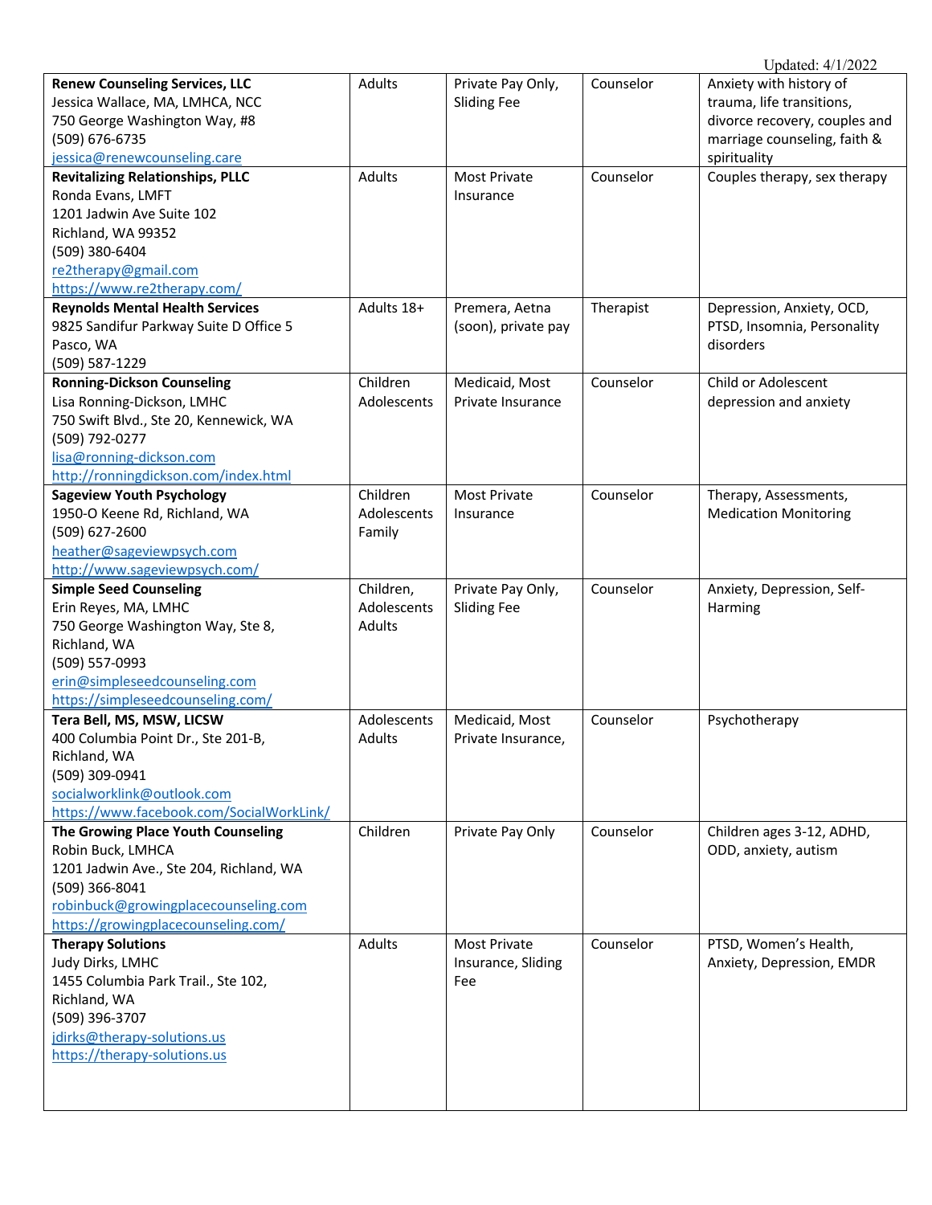Updated: 4/1/2022

| | | | | |
|---|---|---|---|---|
| **Renew Counseling Services, LLC**<br>Jessica Wallace, MA, LMHCA, NCC<br>750 George Washington Way, #8<br>(509) 676-6735<br>jessica@renewcounseling.care | Adults | Private Pay Only, Sliding Fee | Counselor | Anxiety with history of trauma, life transitions, divorce recovery, couples and marriage counseling, faith & spirituality |
| **Revitalizing Relationships, PLLC**<br>Ronda Evans, LMFT<br>1201 Jadwin Ave Suite 102<br>Richland, WA 99352<br>(509) 380-6404<br>re2therapy@gmail.com<br>https://www.re2therapy.com/ | Adults | Most Private Insurance | Counselor | Couples therapy, sex therapy |
| **Reynolds Mental Health Services**<br>9825 Sandifur Parkway Suite D Office 5<br>Pasco, WA<br>(509) 587-1229 | Adults 18+ | Premera, Aetna (soon), private pay | Therapist | Depression, Anxiety, OCD, PTSD, Insomnia, Personality disorders |
| **Ronning-Dickson Counseling**<br>Lisa Ronning-Dickson, LMHC<br>750 Swift Blvd., Ste 20, Kennewick, WA<br>(509) 792-0277<br>lisa@ronning-dickson.com<br>http://ronningdickson.com/index.html | Children<br>Adolescents | Medicaid, Most Private Insurance | Counselor | Child or Adolescent depression and anxiety |
| **Sageview Youth Psychology**<br>1950-O Keene Rd, Richland, WA<br>(509) 627-2600<br>heather@sageviewpsych.com<br>http://www.sageviewpsych.com/ | Children<br>Adolescents<br>Family | Most Private Insurance | Counselor | Therapy, Assessments, Medication Monitoring |
| **Simple Seed Counseling**<br>Erin Reyes, MA, LMHC<br>750 George Washington Way, Ste 8, Richland, WA<br>(509) 557-0993<br>erin@simpleseedcounseling.com<br>https://simpleseedcounseling.com/ | Children,<br>Adolescents<br>Adults | Private Pay Only, Sliding Fee | Counselor | Anxiety, Depression, Self-Harming |
| **Tera Bell, MS, MSW, LICSW**<br>400 Columbia Point Dr., Ste 201-B, Richland, WA<br>(509) 309-0941<br>socialworklink@outlook.com<br>https://www.facebook.com/SocialWorkLink/ | Adolescents<br>Adults | Medicaid, Most Private Insurance, | Counselor | Psychotherapy |
| **The Growing Place Youth Counseling**<br>Robin Buck, LMHCA<br>1201 Jadwin Ave., Ste 204, Richland, WA<br>(509) 366-8041<br>robinbuck@growingplacecounseling.com<br>https://growingplacecounseling.com/ | Children | Private Pay Only | Counselor | Children ages 3-12, ADHD, ODD, anxiety, autism |
| **Therapy Solutions**<br>Judy Dirks, LMHC<br>1455 Columbia Park Trail., Ste 102, Richland, WA<br>(509) 396-3707<br>jdirks@therapy-solutions.us<br>https://therapy-solutions.us | Adults | Most Private Insurance, Sliding Fee | Counselor | PTSD, Women's Health, Anxiety, Depression, EMDR |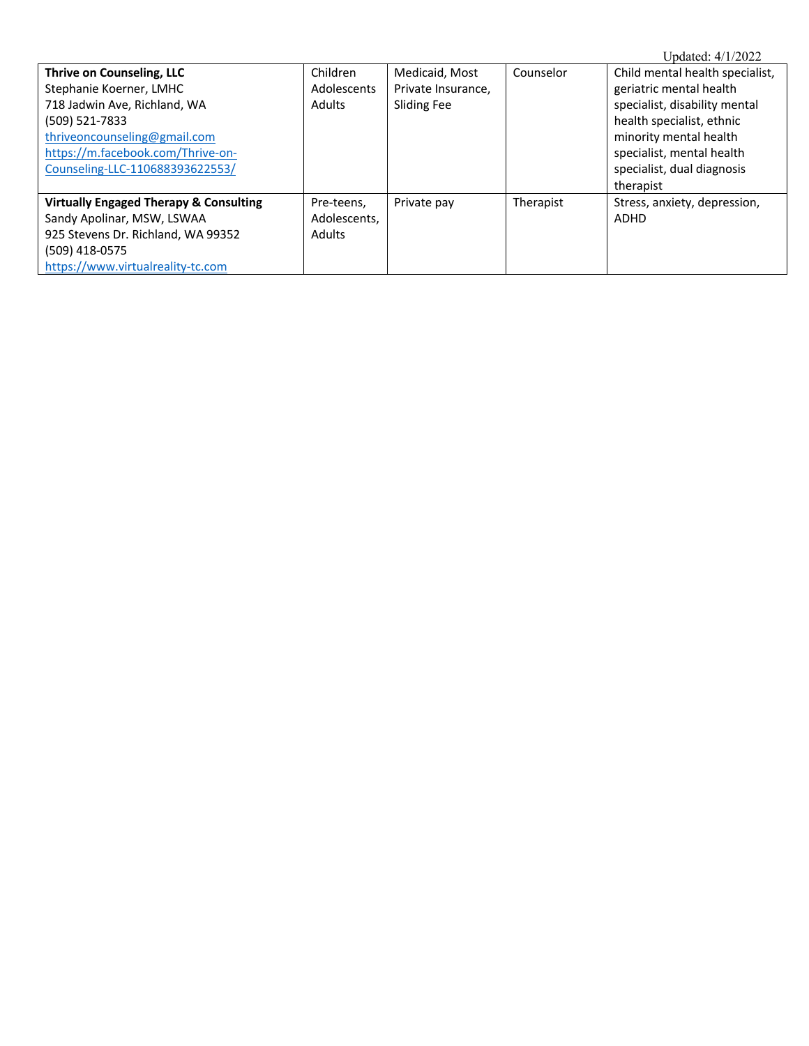Updated: 4/1/2022

| | | | | |
|---|---|---|---|---|
| **Thrive on Counseling, LLC**<br>Stephanie Koerner, LMHC<br>718 Jadwin Ave, Richland, WA<br>(509) 521-7833<br>thriveoncounseling@gmail.com<br>https://m.facebook.com/Thrive-on-Counseling-LLC-110688393622553/ | Children<br>Adolescents<br>Adults | Medicaid, Most Private Insurance, Sliding Fee | Counselor | Child mental health specialist, geriatric mental health specialist, disability mental health specialist, ethnic minority mental health specialist, mental health specialist, dual diagnosis therapist |
| **Virtually Engaged Therapy & Consulting**<br>Sandy Apolinar, MSW, LSWAA<br>925 Stevens Dr. Richland, WA 99352<br>(509) 418-0575<br>https://www.virtualreality-tc.com | Pre-teens, Adolescents, Adults | Private pay | Therapist | Stress, anxiety, depression, ADHD |